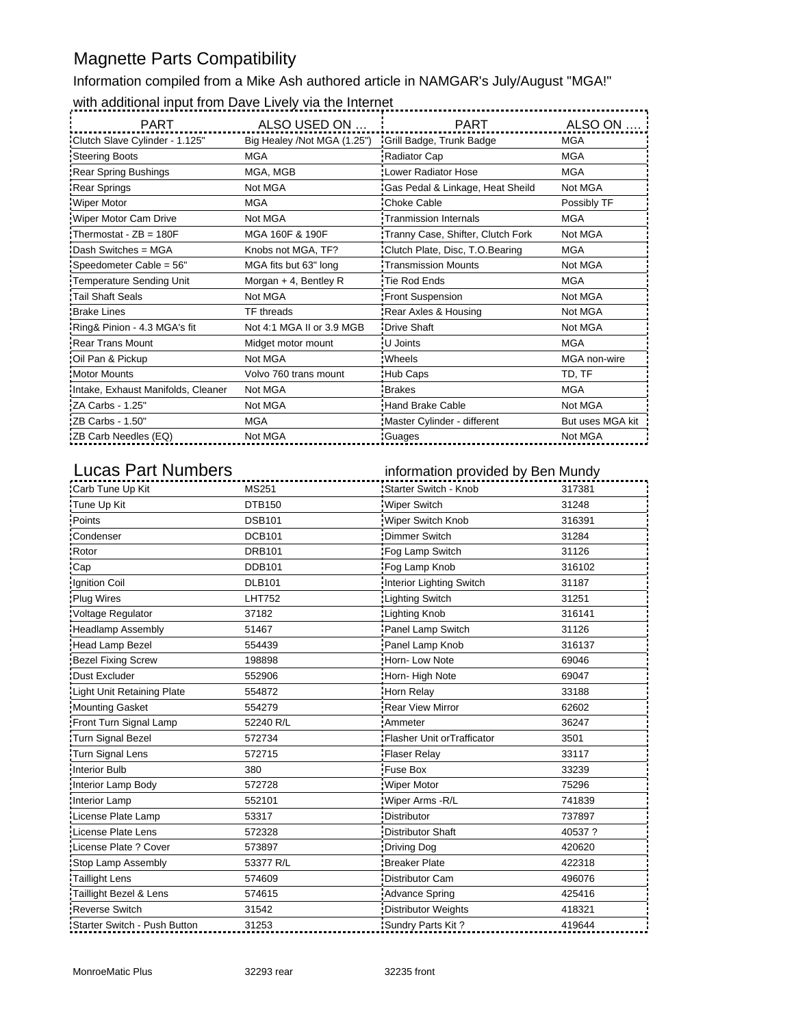# Magnette Parts Compatibility

Information compiled from a Mike Ash authored article in NAMGAR's July/August "MGA!"

with additional input from Dave Lively via the Internet

| PART | ALSO USED ON ... | PART | ALSO ON .... |
|---|---|---|---|
| Clutch Slave Cylinder - 1.125" | Big Healey /Not MGA (1.25") | Grill Badge, Trunk Badge | MGA |
| Steering Boots | MGA | Radiator Cap | MGA |
| Rear Spring Bushings | MGA, MGB | Lower Radiator Hose | MGA |
| Rear Springs | Not MGA | Gas Pedal & Linkage, Heat Sheild | Not MGA |
| Wiper Motor | MGA | Choke Cable | Possibly TF |
| Wiper Motor Cam Drive | Not MGA | Tranmission Internals | MGA |
| Thermostat - ZB = 180F | MGA 160F & 190F | Tranny Case, Shifter, Clutch Fork | Not MGA |
| Dash Switches = MGA | Knobs not MGA, TF? | Clutch Plate, Disc, T.O.Bearing | MGA |
| Speedometer Cable = 56" | MGA fits but 63" long | Transmission Mounts | Not MGA |
| Temperature Sending Unit | Morgan + 4, Bentley R | Tie Rod Ends | MGA |
| Tail Shaft Seals | Not MGA | Front Suspension | Not MGA |
| Brake Lines | TF threads | Rear Axles & Housing | Not MGA |
| Ring& Pinion - 4.3 MGA's fit | Not 4:1 MGA II or 3.9 MGB | Drive Shaft | Not MGA |
| Rear Trans Mount | Midget motor mount | U Joints | MGA |
| Oil Pan & Pickup | Not MGA | Wheels | MGA non-wire |
| Motor Mounts | Volvo 760 trans mount | Hub Caps | TD, TF |
| Intake, Exhaust Manifolds, Cleaner | Not MGA | Brakes | MGA |
| ZA Carbs - 1.25" | Not MGA | Hand Brake Cable | Not MGA |
| ZB Carbs - 1.50" | MGA | Master Cylinder - different | But uses MGA kit |
| ZB Carb Needles (EQ) | Not MGA | Guages | Not MGA |

## Lucas Part Numbers

information provided by Ben Mundy

| | | | |
|---|---|---|---|
| Carb Tune Up Kit | MS251 | Starter Switch - Knob | 317381 |
| Tune Up Kit | DTB150 | Wiper Switch | 31248 |
| Points | DSB101 | Wiper Switch Knob | 316391 |
| Condenser | DCB101 | Dimmer Switch | 31284 |
| Rotor | DRB101 | Fog Lamp Switch | 31126 |
| Cap | DDB101 | Fog Lamp Knob | 316102 |
| Ignition Coil | DLB101 | Interior Lighting Switch | 31187 |
| Plug Wires | LHT752 | Lighting Switch | 31251 |
| Voltage Regulator | 37182 | Lighting Knob | 316141 |
| Headlamp Assembly | 51467 | Panel Lamp Switch | 31126 |
| Head Lamp Bezel | 554439 | Panel Lamp Knob | 316137 |
| Bezel Fixing Screw | 198898 | Horn- Low Note | 69046 |
| Dust Excluder | 552906 | Horn- High Note | 69047 |
| Light Unit Retaining Plate | 554872 | Horn Relay | 33188 |
| Mounting Gasket | 554279 | Rear View Mirror | 62602 |
| Front Turn Signal Lamp | 52240 R/L | Ammeter | 36247 |
| Turn Signal Bezel | 572734 | Flasher Unit orTrafficator | 3501 |
| Turn Signal Lens | 572715 | Flaser Relay | 33117 |
| Interior Bulb | 380 | Fuse Box | 33239 |
| Interior Lamp Body | 572728 | Wiper Motor | 75296 |
| Interior Lamp | 552101 | Wiper Arms -R/L | 741839 |
| License Plate Lamp | 53317 | Distributor | 737897 |
| License Plate Lens | 572328 | Distributor Shaft | 40537 ? |
| License Plate ? Cover | 573897 | Driving Dog | 420620 |
| Stop Lamp Assembly | 53377 R/L | Breaker Plate | 422318 |
| Taillight Lens | 574609 | Distributor Cam | 496076 |
| Taillight Bezel & Lens | 574615 | Advance Spring | 425416 |
| Reverse Switch | 31542 | Distributor Weights | 418321 |
| Starter Switch - Push Button | 31253 | Sundry Parts Kit ? | 419644 |

MonroeMatic Plus    32293 rear    32235 front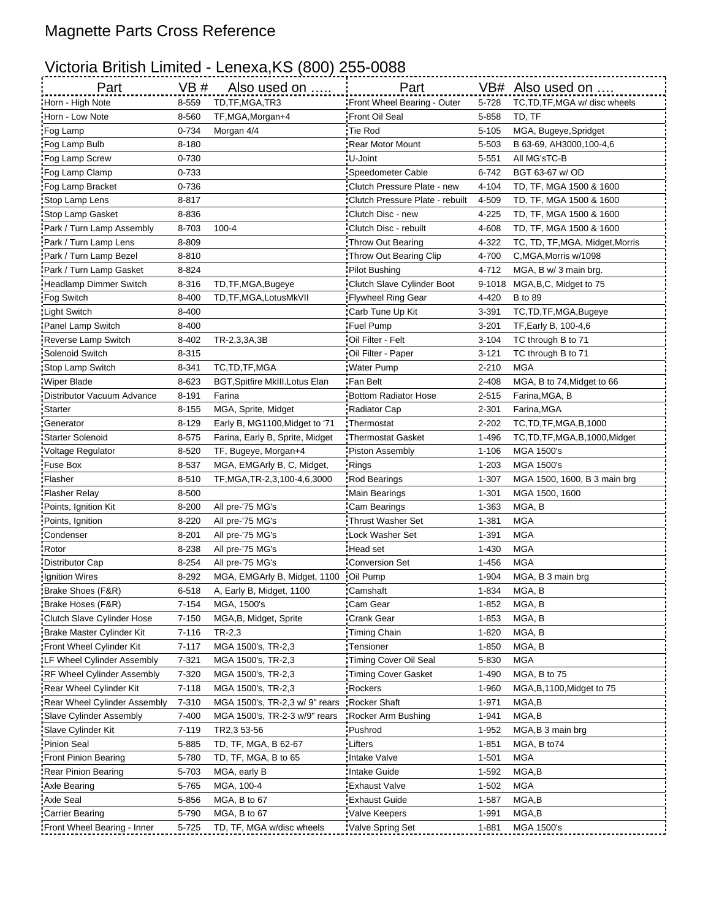# Magnette Parts Cross Reference

## Victoria British Limited - Lenexa,KS (800) 255-0088

| Part | VB # | Also used on ….. | Part | VB# | Also used on …. |
|---|---|---|---|---|---|
| Horn - High Note | 8-559 | TD,TF,MGA,TR3 | Front Wheel Bearing - Outer | 5-728 | TC,TD,TF,MGA w/ disc wheels |
| Horn - Low Note | 8-560 | TF,MGA,Morgan+4 | Front Oil Seal | 5-858 | TD, TF |
| Fog Lamp | 0-734 | Morgan 4/4 | Tie Rod | 5-105 | MGA, Bugeye,Spridget |
| Fog Lamp Bulb | 8-180 | | Rear Motor Mount | 5-503 | B 63-69, AH3000,100-4,6 |
| Fog Lamp Screw | 0-730 | | U-Joint | 5-551 | All MG'sTC-B |
| Fog Lamp Clamp | 0-733 | | Speedometer Cable | 6-742 | BGT 63-67 w/ OD |
| Fog Lamp Bracket | 0-736 | | Clutch Pressure Plate - new | 4-104 | TD, TF, MGA 1500 & 1600 |
| Stop Lamp Lens | 8-817 | | Clutch Pressure Plate - rebuilt | 4-509 | TD, TF, MGA 1500 & 1600 |
| Stop Lamp Gasket | 8-836 | | Clutch Disc - new | 4-225 | TD, TF, MGA 1500 & 1600 |
| Park / Turn Lamp Assembly | 8-703 | 100-4 | Clutch Disc - rebuilt | 4-608 | TD, TF, MGA 1500 & 1600 |
| Park / Turn Lamp Lens | 8-809 | | Throw Out Bearing | 4-322 | TC, TD, TF,MGA, Midget,Morris |
| Park / Turn Lamp Bezel | 8-810 | | Throw Out Bearing Clip | 4-700 | C,MGA,Morris w/1098 |
| Park / Turn Lamp Gasket | 8-824 | | Pilot Bushing | 4-712 | MGA, B w/ 3 main brg. |
| Headlamp Dimmer Switch | 8-316 | TD,TF,MGA,Bugeye | Clutch Slave Cylinder Boot | 9-1018 | MGA,B,C, Midget to 75 |
| Fog Switch | 8-400 | TD,TF,MGA,LotusMkVII | Flywheel Ring Gear | 4-420 | B to 89 |
| Light Switch | 8-400 | | Carb Tune Up Kit | 3-391 | TC,TD,TF,MGA,Bugeye |
| Panel Lamp Switch | 8-400 | | Fuel Pump | 3-201 | TF,Early B, 100-4,6 |
| Reverse Lamp Switch | 8-402 | TR-2,3,3A,3B | Oil Filter - Felt | 3-104 | TC through B to 71 |
| Solenoid Switch | 8-315 | | Oil Filter - Paper | 3-121 | TC through B to 71 |
| Stop Lamp Switch | 8-341 | TC,TD,TF,MGA | Water Pump | 2-210 | MGA |
| Wiper Blade | 8-623 | BGT,Spitfire MkIII.Lotus Elan | Fan Belt | 2-408 | MGA, B to 74,Midget to 66 |
| Distributor Vacuum Advance | 8-191 | Farina | Bottom Radiator Hose | 2-515 | Farina,MGA, B |
| Starter | 8-155 | MGA, Sprite, Midget | Radiator Cap | 2-301 | Farina,MGA |
| Generator | 8-129 | Early B, MG1100,Midget to '71 | Thermostat | 2-202 | TC,TD,TF,MGA,B,1000 |
| Starter Solenoid | 8-575 | Farina, Early B, Sprite, Midget | Thermostat Gasket | 1-496 | TC,TD,TF,MGA,B,1000,Midget |
| Voltage Regulator | 8-520 | TF, Bugeye, Morgan+4 | Piston Assembly | 1-106 | MGA 1500's |
| Fuse Box | 8-537 | MGA, EMGArly B, C, Midget, | Rings | 1-203 | MGA 1500's |
| Flasher | 8-510 | TF,MGA,TR-2,3,100-4,6,3000 | Rod Bearings | 1-307 | MGA 1500, 1600, B 3 main brg |
| Flasher Relay | 8-500 | | Main Bearings | 1-301 | MGA 1500, 1600 |
| Points, Ignition Kit | 8-200 | All pre-'75 MG's | Cam Bearings | 1-363 | MGA, B |
| Points, Ignition | 8-220 | All pre-'75 MG's | Thrust Washer Set | 1-381 | MGA |
| Condenser | 8-201 | All pre-'75 MG's | Lock Washer Set | 1-391 | MGA |
| Rotor | 8-238 | All pre-'75 MG's | Head set | 1-430 | MGA |
| Distributor Cap | 8-254 | All pre-'75 MG's | Conversion Set | 1-456 | MGA |
| Ignition Wires | 8-292 | MGA, EMGArly B, Midget, 1100 | Oil Pump | 1-904 | MGA, B 3 main brg |
| Brake Shoes (F&R) | 6-518 | A, Early B, Midget, 1100 | Camshaft | 1-834 | MGA, B |
| Brake Hoses (F&R) | 7-154 | MGA, 1500's | Cam Gear | 1-852 | MGA, B |
| Clutch Slave Cylinder Hose | 7-150 | MGA,B, Midget, Sprite | Crank Gear | 1-853 | MGA, B |
| Brake Master Cylinder Kit | 7-116 | TR-2,3 | Timing Chain | 1-820 | MGA, B |
| Front Wheel Cylinder Kit | 7-117 | MGA 1500's, TR-2,3 | Tensioner | 1-850 | MGA, B |
| LF Wheel Cylinder Assembly | 7-321 | MGA 1500's, TR-2,3 | Timing Cover Oil Seal | 5-830 | MGA |
| RF Wheel Cylinder Assembly | 7-320 | MGA 1500's, TR-2,3 | Timing Cover Gasket | 1-490 | MGA, B to 75 |
| Rear Wheel Cylinder Kit | 7-118 | MGA 1500's, TR-2,3 | Rockers | 1-960 | MGA,B,1100,Midget to 75 |
| Rear Wheel Cylinder Assembly | 7-310 | MGA 1500's, TR-2,3 w/ 9" rears | Rocker Shaft | 1-971 | MGA,B |
| Slave Cylinder Assembly | 7-400 | MGA 1500's, TR-2-3 w/9" rears | Rocker Arm Bushing | 1-941 | MGA,B |
| Slave Cylinder Kit | 7-119 | TR2,3 53-56 | Pushrod | 1-952 | MGA,B 3 main brg |
| Pinion Seal | 5-885 | TD, TF, MGA, B 62-67 | Lifters | 1-851 | MGA, B to74 |
| Front Pinion Bearing | 5-780 | TD, TF, MGA, B to 65 | Intake Valve | 1-501 | MGA |
| Rear Pinion Bearing | 5-703 | MGA, early B | Intake Guide | 1-592 | MGA,B |
| Axle Bearing | 5-765 | MGA, 100-4 | Exhaust Valve | 1-502 | MGA |
| Axle Seal | 5-856 | MGA, B to 67 | Exhaust Guide | 1-587 | MGA,B |
| Carrier Bearing | 5-790 | MGA, B to 67 | Valve Keepers | 1-991 | MGA,B |
| Front Wheel Bearing - Inner | 5-725 | TD, TF, MGA w/disc wheels | Valve Spring Set | 1-881 | MGA 1500's |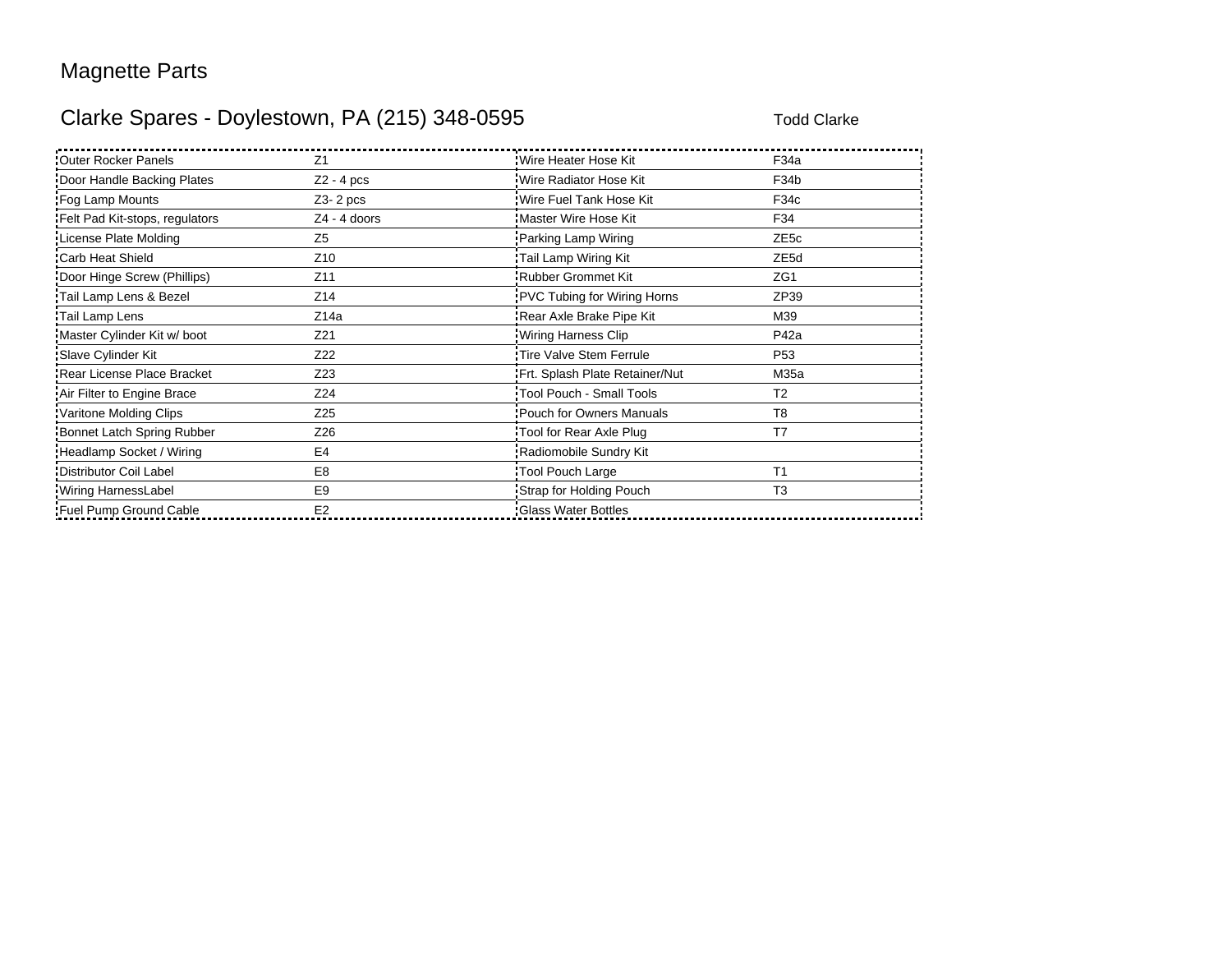Magnette Parts

Clarke Spares - Doylestown, PA (215) 348-0595

Todd Clarke

| | | | |
|---|---|---|---|
| Outer Rocker Panels | Z1 | Wire Heater Hose Kit | F34a |
| Door Handle Backing Plates | Z2 - 4 pcs | Wire Radiator Hose Kit | F34b |
| Fog Lamp Mounts | Z3- 2 pcs | Wire Fuel Tank Hose Kit | F34c |
| Felt Pad Kit-stops, regulators | Z4 - 4 doors | Master Wire Hose Kit | F34 |
| License Plate Molding | Z5 | Parking Lamp Wiring | ZE5c |
| Carb Heat Shield | Z10 | Tail Lamp Wiring Kit | ZE5d |
| Door Hinge Screw (Phillips) | Z11 | Rubber Grommet Kit | ZG1 |
| Tail Lamp Lens & Bezel | Z14 | PVC Tubing for Wiring Horns | ZP39 |
| Tail Lamp Lens | Z14a | Rear Axle Brake Pipe Kit | M39 |
| Master Cylinder Kit w/ boot | Z21 | Wiring Harness Clip | P42a |
| Slave Cylinder Kit | Z22 | Tire Valve Stem Ferrule | P53 |
| Rear License Place Bracket | Z23 | Frt. Splash Plate Retainer/Nut | M35a |
| Air Filter to Engine Brace | Z24 | Tool Pouch - Small Tools | T2 |
| Varitone Molding Clips | Z25 | Pouch for Owners Manuals | T8 |
| Bonnet Latch Spring Rubber | Z26 | Tool for Rear Axle Plug | T7 |
| Headlamp Socket / Wiring | E4 | Radiomobile Sundry Kit | |
| Distributor Coil Label | E8 | Tool Pouch Large | T1 |
| Wiring HarnessLabel | E9 | Strap for Holding Pouch | T3 |
| Fuel Pump Ground Cable | E2 | Glass Water Bottles | |